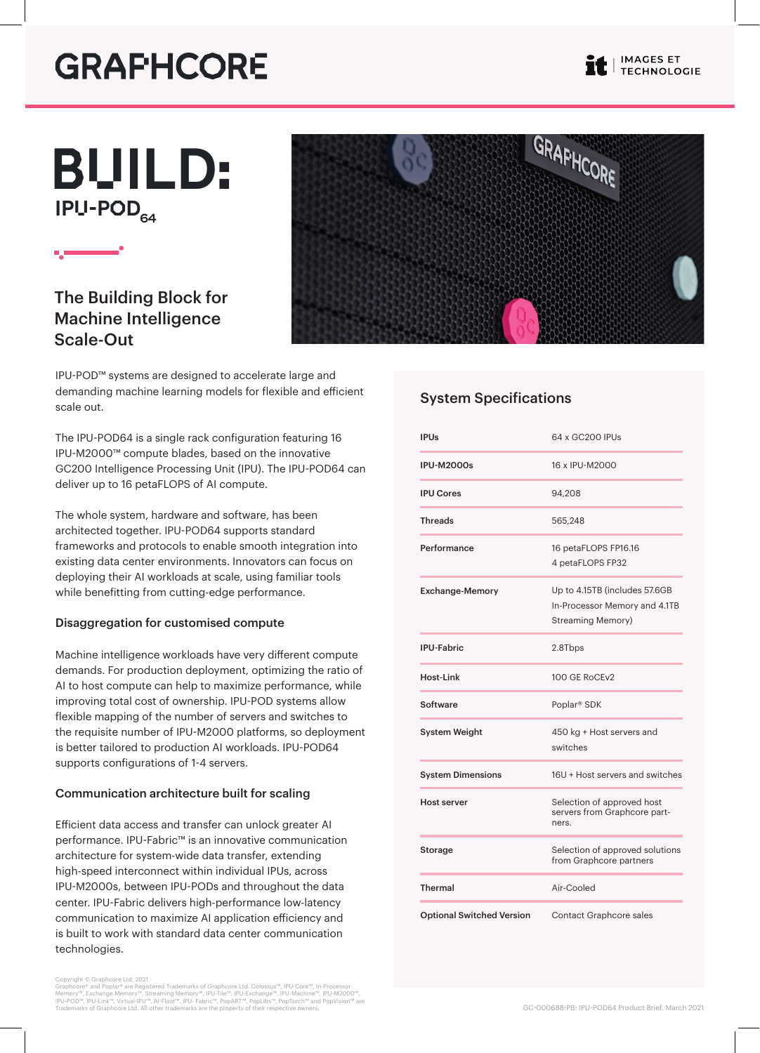GRAPHCORE

IMAGES ET TECHNOLOGIE

# BUILD:

## IPU-POD$_{64}$

### The Building Block for Machine Intelligence Scale-Out

IPU-POD™ systems are designed to accelerate large and demanding machine learning models for flexible and efficient scale out.

The IPU-POD64 is a single rack configuration featuring 16 IPU-M2000™ compute blades, based on the innovative GC200 Intelligence Processing Unit (IPU). The IPU-POD64 can deliver up to 16 petaFLOPS of AI compute.

The whole system, hardware and software, has been architected together. IPU-POD64 supports standard frameworks and protocols to enable smooth integration into existing data center environments. Innovators can focus on deploying their AI workloads at scale, using familiar tools while benefitting from cutting-edge performance.

### Disaggregation for customised compute

Machine intelligence workloads have very different compute demands. For production deployment, optimizing the ratio of AI to host compute can help to maximize performance, while improving total cost of ownership. IPU-POD systems allow flexible mapping of the number of servers and switches to the requisite number of IPU-M2000 platforms, so deployment is better tailored to production AI workloads. IPU-POD64 supports configurations of 1-4 servers.

### Communication architecture built for scaling

Efficient data access and transfer can unlock greater AI performance. IPU-Fabric™ is an innovative communication architecture for system-wide data transfer, extending high-speed interconnect within individual IPUs, across IPU-M2000s, between IPU-PODs and throughout the data center. IPU-Fabric delivers high-performance low-latency communication to maximize AI application efficiency and is built to work with standard data center communication technologies.

### System Specifications

| | |
|---|---|
| **IPUs** | 64 x GC200 IPUs |
| **IPU-M2000s** | 16 x IPU-M2000 |
| **IPU Cores** | 94,208 |
| **Threads** | 565,248 |
| **Performance** | 16 petaFLOPS FP16.16<br>4 petaFLOPS FP32 |
| **Exchange-Memory** | Up to 4.15TB (includes 57.6GB In-Processor Memory and 4.1TB Streaming Memory) |
| **IPU-Fabric** | 2.8Tbps |
| **Host-Link** | 100 GE RoCEv2 |
| **Software** | Poplar® SDK |
| **System Weight** | 450 kg + Host servers and switches |
| **System Dimensions** | 16U + Host servers and switches |
| **Host server** | Selection of approved host servers from Graphcore partners. |
| **Storage** | Selection of approved solutions from Graphcore partners |
| **Thermal** | Air-Cooled |
| **Optional Switched Version** | Contact Graphcore sales |

Copyright © Graphcore Ltd, 2021
Graphcore® and Poplar® are Registered Trademarks of Graphcore Ltd. Colossus™, IPU-Core™, In-Processor Memory™, Exchange Memory™, Streaming Memory™, IPU-Tile™, IPU-Exchange™, IPU-Machine™, IPU-M2000™, IPU-POD™, IPU-Link™, Virtual-IPU™, AI-Float™, IPU- Fabric™, PopART™, PopLibs™, PopTorch™ and PopVision™ are Trademarks of Graphcore Ltd. All other trademarks are the property of their respective owners.

GC-000688-PB: IPU-POD64 Product Brief. March 2021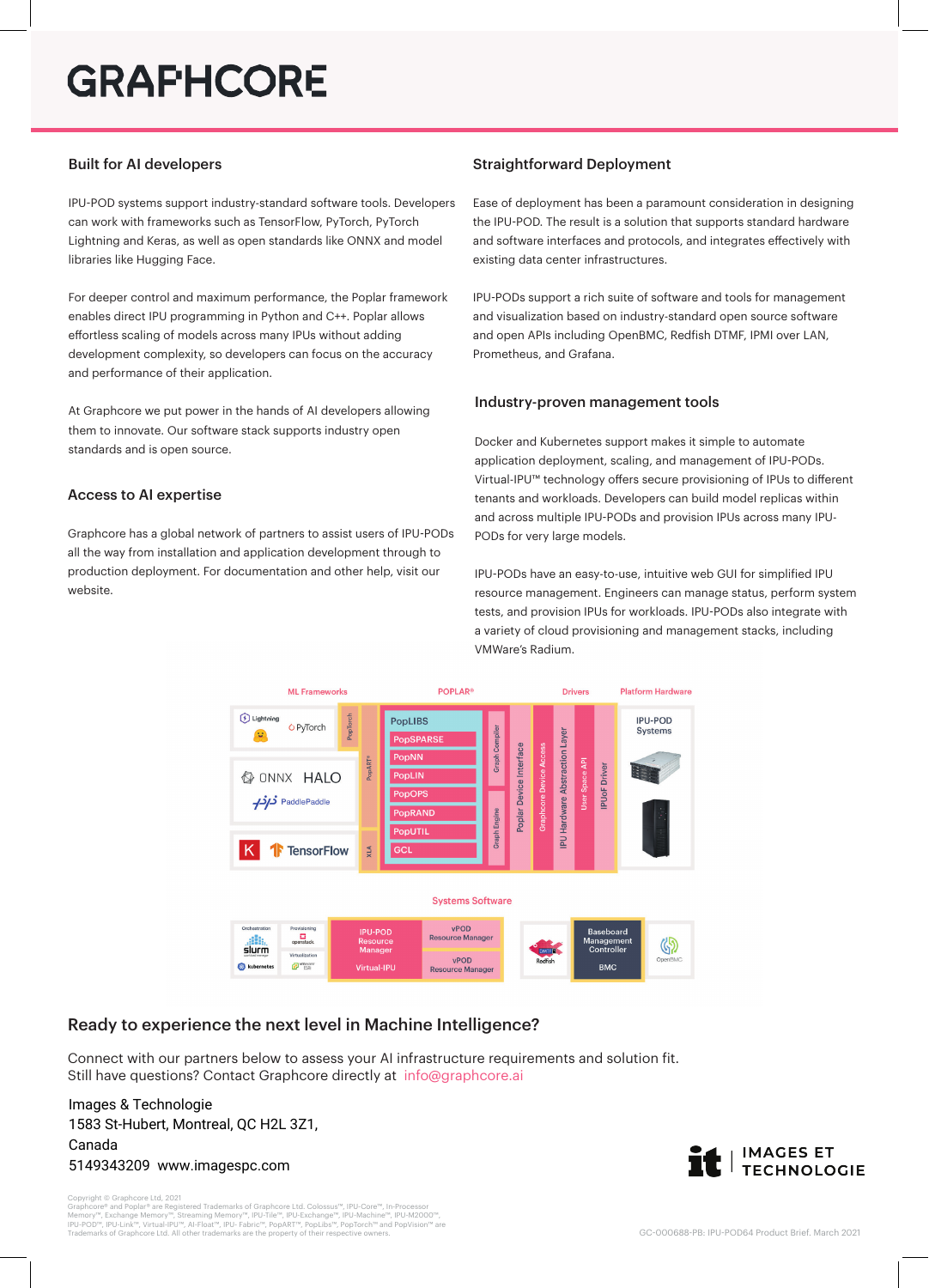# GRAPHCORE

## Built for AI developers

IPU-POD systems support industry-standard software tools. Developers can work with frameworks such as TensorFlow, PyTorch, PyTorch Lightning and Keras, as well as open standards like ONNX and model libraries like Hugging Face.

For deeper control and maximum performance, the Poplar framework enables direct IPU programming in Python and C++. Poplar allows effortless scaling of models across many IPUs without adding development complexity, so developers can focus on the accuracy and performance of their application.

At Graphcore we put power in the hands of AI developers allowing them to innovate. Our software stack supports industry open standards and is open source.

## Access to AI expertise

Graphcore has a global network of partners to assist users of IPU-PODs all the way from installation and application development through to production deployment. For documentation and other help, visit our website.

## Straightforward Deployment

Ease of deployment has been a paramount consideration in designing the IPU-POD. The result is a solution that supports standard hardware and software interfaces and protocols, and integrates effectively with existing data center infrastructures.

IPU-PODs support a rich suite of software and tools for management and visualization based on industry-standard open source software and open APIs including OpenBMC, Redfish DTMF, IPMI over LAN, Prometheus, and Grafana.

## Industry-proven management tools

Docker and Kubernetes support makes it simple to automate application deployment, scaling, and management of IPU-PODs. Virtual-IPU™ technology offers secure provisioning of IPUs to different tenants and workloads. Developers can build model replicas within and across multiple IPU-PODs and provision IPUs across many IPU-PODs for very large models.

IPU-PODs have an easy-to-use, intuitive web GUI for simplified IPU resource management. Engineers can manage status, perform system tests, and provision IPUs for workloads. IPU-PODs also integrate with a variety of cloud provisioning and management stacks, including VMWare's Radium.

ML Frameworks
Lightning
PyTorch
ONNX HALO
PaddlePaddle
TensorFlow
PopTorch
PopART™
XLA

POPLAR®
PopLIBS
PopSPARSE
PopNN
PopLIN
PopOPS
PopRAND
PopUTIL
GCL
Graph Compiler
Graph Engine
Poplar Device Interface

Drivers
Graphcore Device Access
IPU Hardware Abstraction Layer
User Space API
IPUoF Driver

Platform Hardware
IPU-POD Systems

Systems Software
Orchestration
slurm
kubernetes
Provisioning
openstack
Virtualization
IPU-POD Resource Manager
Virtual-IPU
vPOD Resource Manager
vPOD Resource Manager
Redfish
Baseboard Management Controller
BMC
OpenBMC

## Ready to experience the next level in Machine Intelligence?

Connect with our partners below to assess your AI infrastructure requirements and solution fit.
Still have questions? Contact Graphcore directly at info@graphcore.ai

Images & Technologie
1583 St-Hubert, Montreal, QC H2L 3Z1,
Canada
5149343209 www.imagespc.com

IMAGES ET TECHNOLOGIE

Copyright © Graphcore Ltd, 2021
Graphcore® and Poplar® are Registered Trademarks of Graphcore Ltd. Colossus™, IPU-Core™, In-Processor Memory™, Exchange Memory™, Streaming Memory™, IPU-Tile™, IPU-Exchange™, IPU-Machine™, IPU-M2000™, IPU-POD™, IPU-Link™, Virtual-IPU™, AI-Float™, IPU- Fabric™, PopART™, PopLibs™, PopTorch™ and PopVision™ are Trademarks of Graphcore Ltd. All other trademarks are the property of their respective owners.

GC-000688-PB: IPU-POD64 Product Brief. March 2021